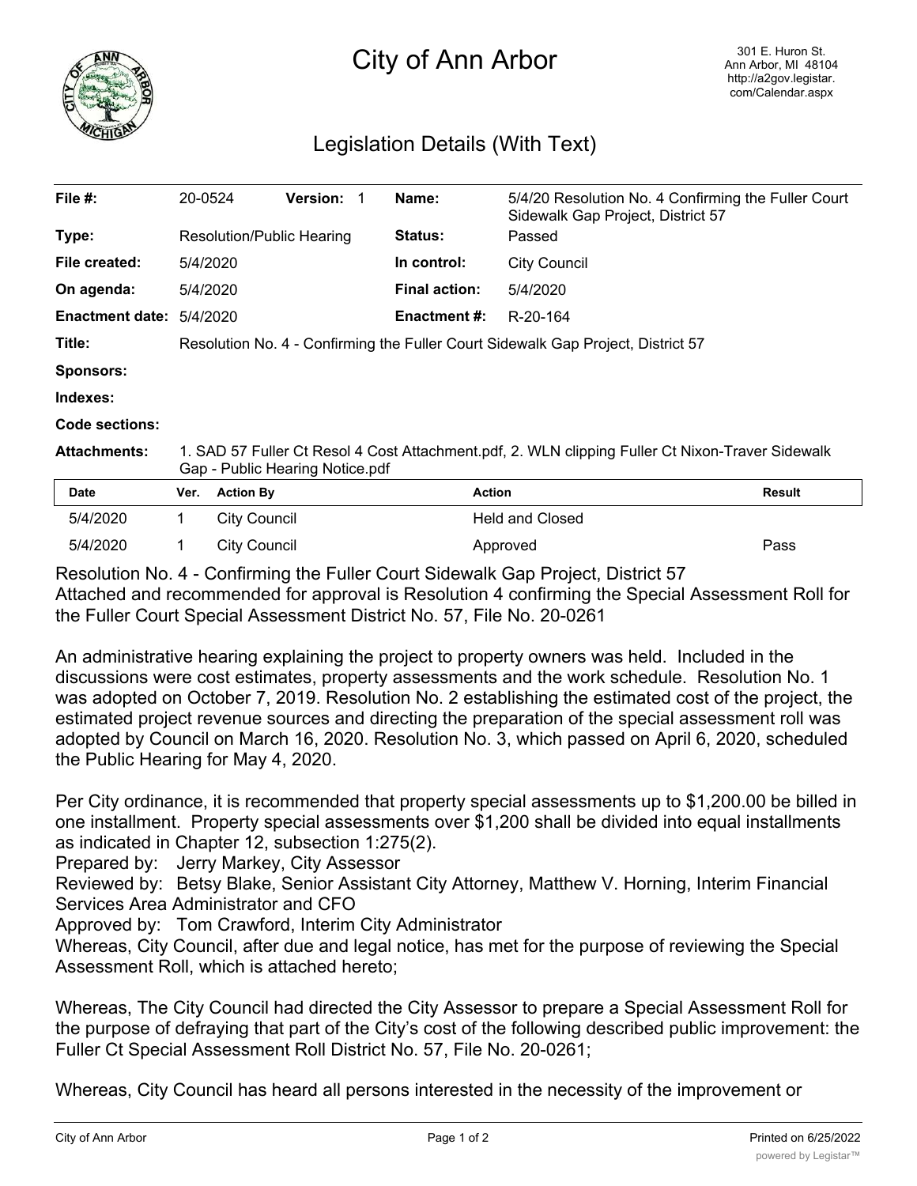# City of Ann Arbor

301 E. Huron St.
Ann Arbor, MI 48104
http://a2gov.legistar.com/Calendar.aspx

## Legislation Details (With Text)

| | | | |
|---|---|---|---|
| **File #:** | 20-0524 **Version:** 1 | **Name:** | 5/4/20 Resolution No. 4 Confirming the Fuller Court Sidewalk Gap Project, District 57 |
| **Type:** | Resolution/Public Hearing | **Status:** | Passed |
| **File created:** | 5/4/2020 | **In control:** | City Council |
| **On agenda:** | 5/4/2020 | **Final action:** | 5/4/2020 |
| **Enactment date:** | 5/4/2020 | **Enactment #:** | R-20-164 |

**Title:** Resolution No. 4 - Confirming the Fuller Court Sidewalk Gap Project, District 57

**Sponsors:**

**Indexes:**

**Code sections:**

**Attachments:** 1. SAD 57 Fuller Ct Resol 4 Cost Attachment.pdf, 2. WLN clipping Fuller Ct Nixon-Traver Sidewalk Gap - Public Hearing Notice.pdf

| Date | Ver. | Action By | Action | Result |
|---|---|---|---|---|
| 5/4/2020 | 1 | City Council | Held and Closed | |
| 5/4/2020 | 1 | City Council | Approved | Pass |

Resolution No. 4 - Confirming the Fuller Court Sidewalk Gap Project, District 57
Attached and recommended for approval is Resolution 4 confirming the Special Assessment Roll for the Fuller Court Special Assessment District No. 57, File No. 20-0261

An administrative hearing explaining the project to property owners was held. Included in the discussions were cost estimates, property assessments and the work schedule. Resolution No. 1 was adopted on October 7, 2019. Resolution No. 2 establishing the estimated cost of the project, the estimated project revenue sources and directing the preparation of the special assessment roll was adopted by Council on March 16, 2020. Resolution No. 3, which passed on April 6, 2020, scheduled the Public Hearing for May 4, 2020.

Per City ordinance, it is recommended that property special assessments up to $1,200.00 be billed in one installment. Property special assessments over $1,200 shall be divided into equal installments as indicated in Chapter 12, subsection 1:275(2).
Prepared by: Jerry Markey, City Assessor
Reviewed by: Betsy Blake, Senior Assistant City Attorney, Matthew V. Horning, Interim Financial Services Area Administrator and CFO
Approved by: Tom Crawford, Interim City Administrator
Whereas, City Council, after due and legal notice, has met for the purpose of reviewing the Special Assessment Roll, which is attached hereto;

Whereas, The City Council had directed the City Assessor to prepare a Special Assessment Roll for the purpose of defraying that part of the City's cost of the following described public improvement: the Fuller Ct Special Assessment Roll District No. 57, File No. 20-0261;

Whereas, City Council has heard all persons interested in the necessity of the improvement or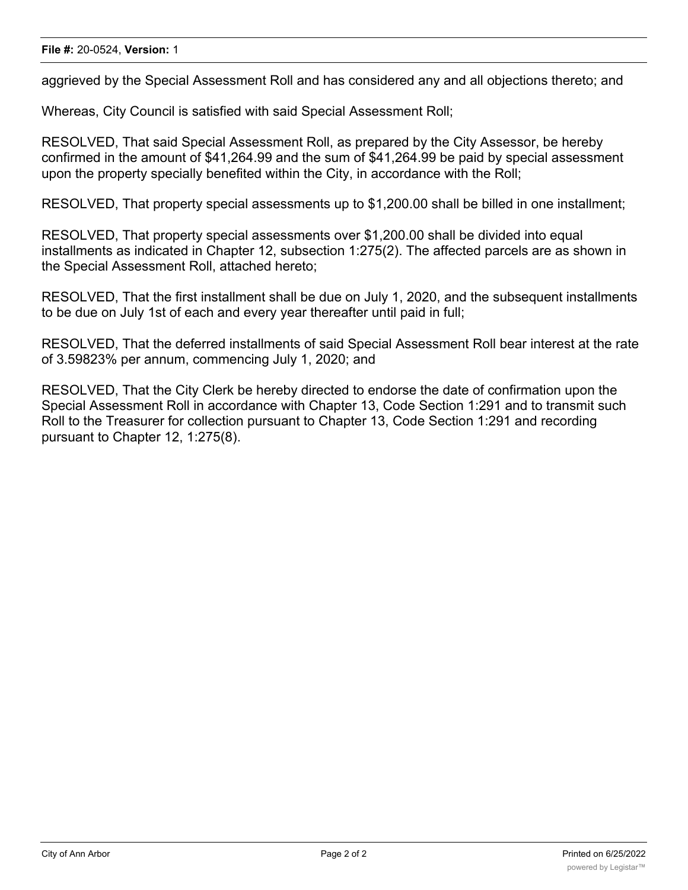aggrieved by the Special Assessment Roll and has considered any and all objections thereto; and

Whereas, City Council is satisfied with said Special Assessment Roll;

RESOLVED, That said Special Assessment Roll, as prepared by the City Assessor, be hereby confirmed in the amount of $41,264.99 and the sum of $41,264.99 be paid by special assessment upon the property specially benefited within the City, in accordance with the Roll;

RESOLVED, That property special assessments up to $1,200.00 shall be billed in one installment;

RESOLVED, That property special assessments over $1,200.00 shall be divided into equal installments as indicated in Chapter 12, subsection 1:275(2). The affected parcels are as shown in the Special Assessment Roll, attached hereto;

RESOLVED, That the first installment shall be due on July 1, 2020, and the subsequent installments to be due on July 1st of each and every year thereafter until paid in full;

RESOLVED, That the deferred installments of said Special Assessment Roll bear interest at the rate of 3.59823% per annum, commencing July 1, 2020; and

RESOLVED, That the City Clerk be hereby directed to endorse the date of confirmation upon the Special Assessment Roll in accordance with Chapter 13, Code Section 1:291 and to transmit such Roll to the Treasurer for collection pursuant to Chapter 13, Code Section 1:291 and recording pursuant to Chapter 12, 1:275(8).